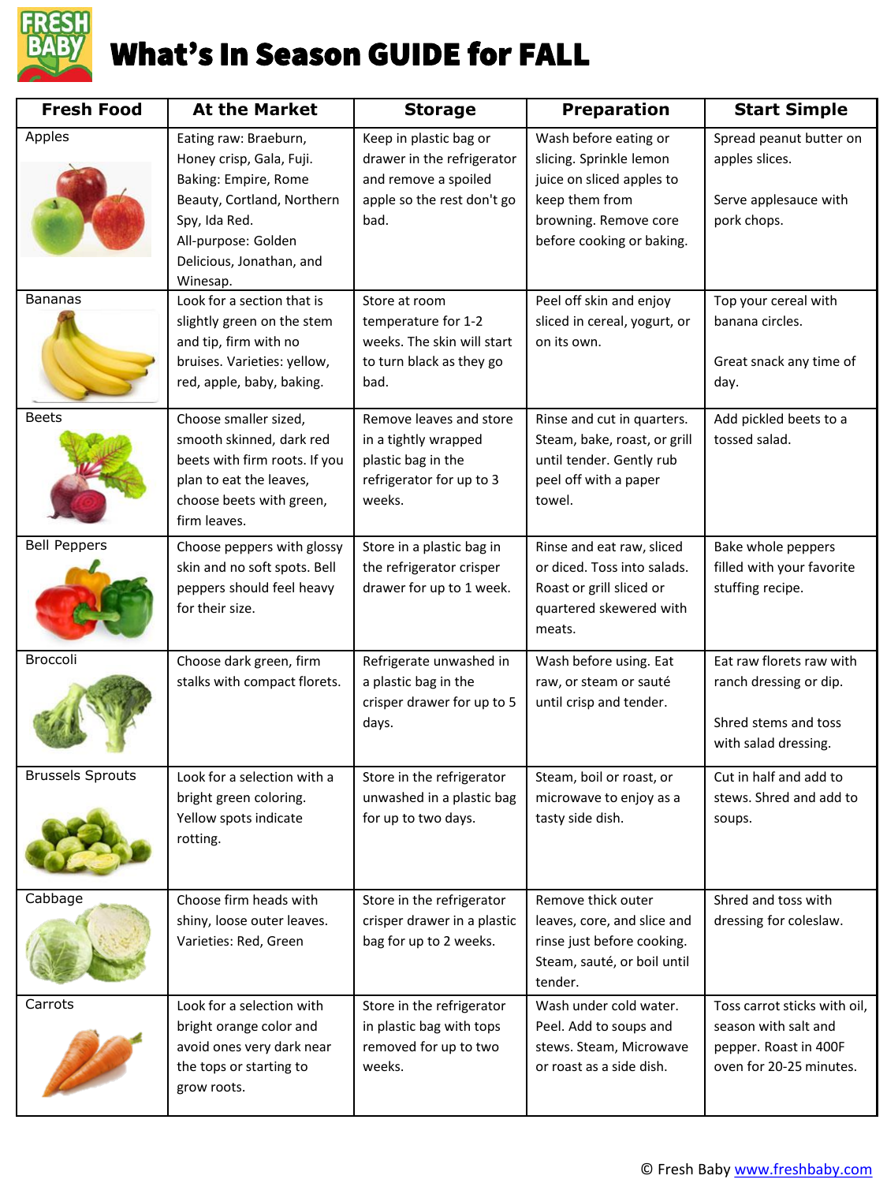# What's In Season GUIDE for FALL

| Fresh Food | At the Market | Storage | Preparation | Start Simple |
|---|---|---|---|---|
| Apples | Eating raw: Braeburn, Honey crisp, Gala, Fuji. Baking: Empire, Rome Beauty, Cortland, Northern Spy, Ida Red. All-purpose: Golden Delicious, Jonathan, and Winesap. | Keep in plastic bag or drawer in the refrigerator and remove a spoiled apple so the rest don't go bad. | Wash before eating or slicing. Sprinkle lemon juice on sliced apples to keep them from browning. Remove core before cooking or baking. | Spread peanut butter on apples slices. Serve applesauce with pork chops. |
| Bananas | Look for a section that is slightly green on the stem and tip, firm with no bruises. Varieties: yellow, red, apple, baby, baking. | Store at room temperature for 1-2 weeks. The skin will start to turn black as they go bad. | Peel off skin and enjoy sliced in cereal, yogurt, or on its own. | Top your cereal with banana circles. Great snack any time of day. |
| Beets | Choose smaller sized, smooth skinned, dark red beets with firm roots. If you plan to eat the leaves, choose beets with green, firm leaves. | Remove leaves and store in a tightly wrapped plastic bag in the refrigerator for up to 3 weeks. | Rinse and cut in quarters. Steam, bake, roast, or grill until tender. Gently rub peel off with a paper towel. | Add pickled beets to a tossed salad. |
| Bell Peppers | Choose peppers with glossy skin and no soft spots. Bell peppers should feel heavy for their size. | Store in a plastic bag in the refrigerator crisper drawer for up to 1 week. | Rinse and eat raw, sliced or diced. Toss into salads. Roast or grill sliced or quartered skewered with meats. | Bake whole peppers filled with your favorite stuffing recipe. |
| Broccoli | Choose dark green, firm stalks with compact florets. | Refrigerate unwashed in a plastic bag in the crisper drawer for up to 5 days. | Wash before using. Eat raw, or steam or sauté until crisp and tender. | Eat raw florets raw with ranch dressing or dip. Shred stems and toss with salad dressing. |
| Brussels Sprouts | Look for a selection with a bright green coloring. Yellow spots indicate rotting. | Store in the refrigerator unwashed in a plastic bag for up to two days. | Steam, boil or roast, or microwave to enjoy as a tasty side dish. | Cut in half and add to stews. Shred and add to soups. |
| Cabbage | Choose firm heads with shiny, loose outer leaves. Varieties: Red, Green | Store in the refrigerator crisper drawer in a plastic bag for up to 2 weeks. | Remove thick outer leaves, core, and slice and rinse just before cooking. Steam, sauté, or boil until tender. | Shred and toss with dressing for coleslaw. |
| Carrots | Look for a selection with bright orange color and avoid ones very dark near the tops or starting to grow roots. | Store in the refrigerator in plastic bag with tops removed for up to two weeks. | Wash under cold water. Peel. Add to soups and stews. Steam, Microwave or roast as a side dish. | Toss carrot sticks with oil, season with salt and pepper. Roast in 400F oven for 20-25 minutes. |

© Fresh Baby www.freshbaby.com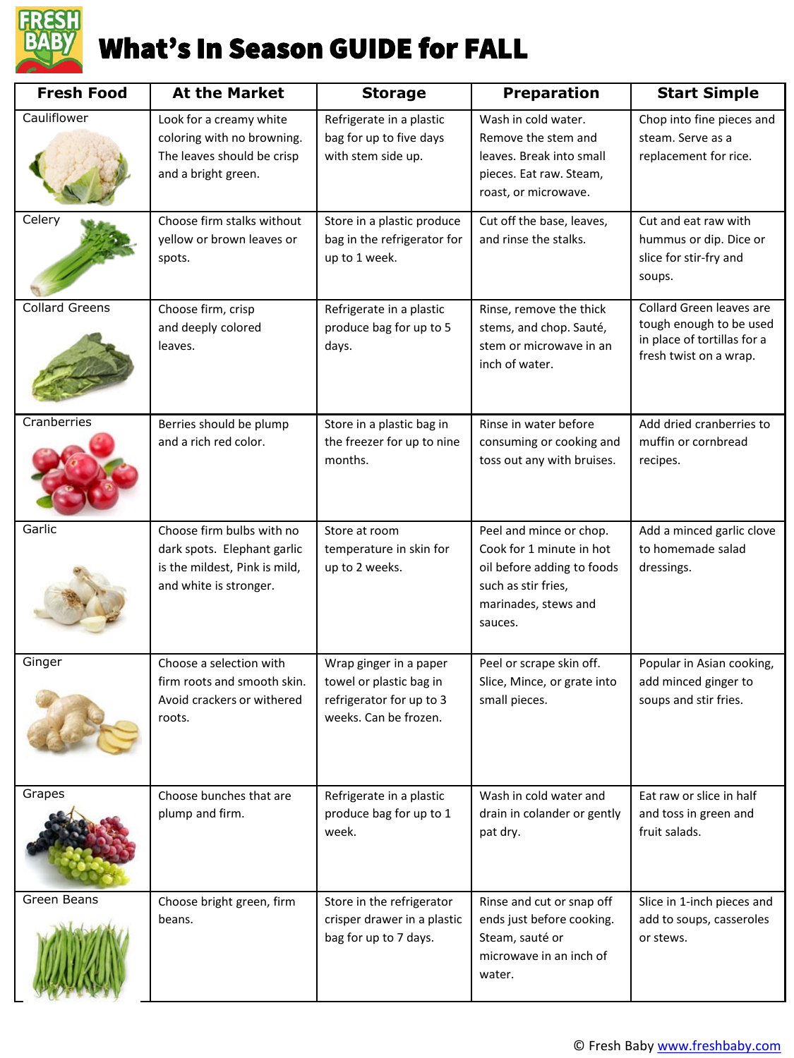# What's In Season GUIDE for FALL

| Fresh Food | At the Market | Storage | Preparation | Start Simple |
|---|---|---|---|---|
| Cauliflower | Look for a creamy white coloring with no browning. The leaves should be crisp and a bright green. | Refrigerate in a plastic bag for up to five days with stem side up. | Wash in cold water. Remove the stem and leaves. Break into small pieces. Eat raw. Steam, roast, or microwave. | Chop into fine pieces and steam. Serve as a replacement for rice. |
| Celery | Choose firm stalks without yellow or brown leaves or spots. | Store in a plastic produce bag in the refrigerator for up to 1 week. | Cut off the base, leaves, and rinse the stalks. | Cut and eat raw with hummus or dip. Dice or slice for stir-fry and soups. |
| Collard Greens | Choose firm, crisp and deeply colored leaves. | Refrigerate in a plastic produce bag for up to 5 days. | Rinse, remove the thick stems, and chop. Sauté, stem or microwave in an inch of water. | Collard Green leaves are tough enough to be used in place of tortillas for a fresh twist on a wrap. |
| Cranberries | Berries should be plump and a rich red color. | Store in a plastic bag in the freezer for up to nine months. | Rinse in water before consuming or cooking and toss out any with bruises. | Add dried cranberries to muffin or cornbread recipes. |
| Garlic | Choose firm bulbs with no dark spots. Elephant garlic is the mildest, Pink is mild, and white is stronger. | Store at room temperature in skin for up to 2 weeks. | Peel and mince or chop. Cook for 1 minute in hot oil before adding to foods such as stir fries, marinades, stews and sauces. | Add a minced garlic clove to homemade salad dressings. |
| Ginger | Choose a selection with firm roots and smooth skin. Avoid crackers or withered roots. | Wrap ginger in a paper towel or plastic bag in refrigerator for up to 3 weeks. Can be frozen. | Peel or scrape skin off. Slice, Mince, or grate into small pieces. | Popular in Asian cooking, add minced ginger to soups and stir fries. |
| Grapes | Choose bunches that are plump and firm. | Refrigerate in a plastic produce bag for up to 1 week. | Wash in cold water and drain in colander or gently pat dry. | Eat raw or slice in half and toss in green and fruit salads. |
| Green Beans | Choose bright green, firm beans. | Store in the refrigerator crisper drawer in a plastic bag for up to 7 days. | Rinse and cut or snap off ends just before cooking. Steam, sauté or microwave in an inch of water. | Slice in 1-inch pieces and add to soups, casseroles or stews. |

© Fresh Baby www.freshbaby.com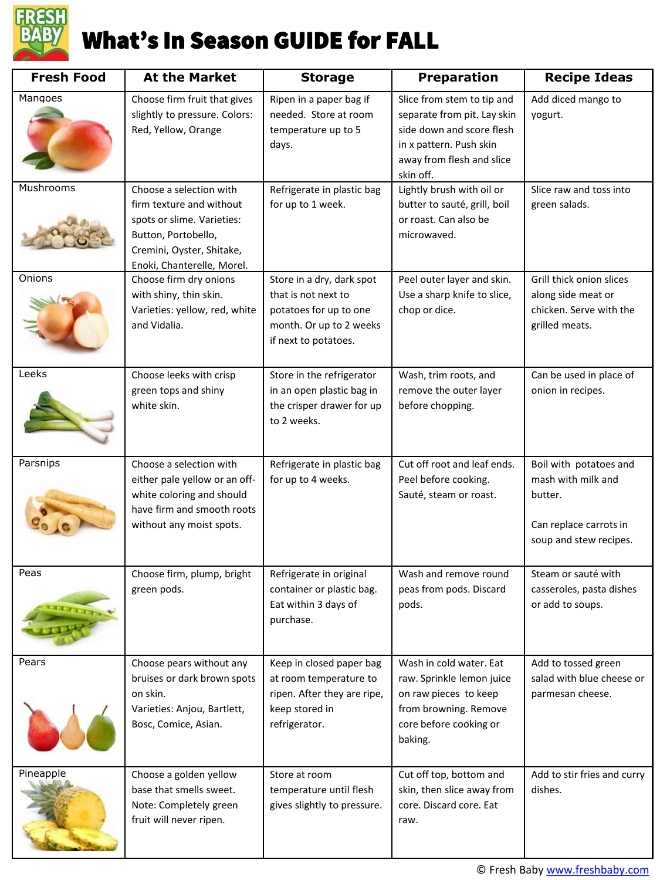# What's In Season GUIDE for FALL

| Fresh Food | At the Market | Storage | Preparation | Recipe Ideas |
|---|---|---|---|---|
| Mangoes | Choose firm fruit that gives slightly to pressure. Colors: Red, Yellow, Orange | Ripen in a paper bag if needed. Store at room temperature up to 5 days. | Slice from stem to tip and separate from pit. Lay skin side down and score flesh in x pattern. Push skin away from flesh and slice skin off. | Add diced mango to yogurt. |
| Mushrooms | Choose a selection with firm texture and without spots or slime. Varieties: Button, Portobello, Cremini, Oyster, Shitake, Enoki, Chanterelle, Morel. | Refrigerate in plastic bag for up to 1 week. | Lightly brush with oil or butter to sauté, grill, boil or roast. Can also be microwaved. | Slice raw and toss into green salads. |
| Onions | Choose firm dry onions with shiny, thin skin. Varieties: yellow, red, white and Vidalia. | Store in a dry, dark spot that is not next to potatoes for up to one month. Or up to 2 weeks if next to potatoes. | Peel outer layer and skin. Use a sharp knife to slice, chop or dice. | Grill thick onion slices along side meat or chicken. Serve with the grilled meats. |
| Leeks | Choose leeks with crisp green tops and shiny white skin. | Store in the refrigerator in an open plastic bag in the crisper drawer for up to 2 weeks. | Wash, trim roots, and remove the outer layer before chopping. | Can be used in place of onion in recipes. |
| Parsnips | Choose a selection with either pale yellow or an off-white coloring and should have firm and smooth roots without any moist spots. | Refrigerate in plastic bag for up to 4 weeks. | Cut off root and leaf ends. Peel before cooking. Sauté, steam or roast. | Boil with potatoes and mash with milk and butter.<br><br>Can replace carrots in soup and stew recipes. |
| Peas | Choose firm, plump, bright green pods. | Refrigerate in original container or plastic bag. Eat within 3 days of purchase. | Wash and remove round peas from pods. Discard pods. | Steam or sauté with casseroles, pasta dishes or add to soups. |
| Pears | Choose pears without any bruises or dark brown spots on skin. Varieties: Anjou, Bartlett, Bosc, Comice, Asian. | Keep in closed paper bag at room temperature to ripen. After they are ripe, keep stored in refrigerator. | Wash in cold water. Eat raw. Sprinkle lemon juice on raw pieces to keep from browning. Remove core before cooking or baking. | Add to tossed green salad with blue cheese or parmesan cheese. |
| Pineapple | Choose a golden yellow base that smells sweet. Note: Completely green fruit will never ripen. | Store at room temperature until flesh gives slightly to pressure. | Cut off top, bottom and skin, then slice away from core. Discard core. Eat raw. | Add to stir fries and curry dishes. |

© Fresh Baby www.freshbaby.com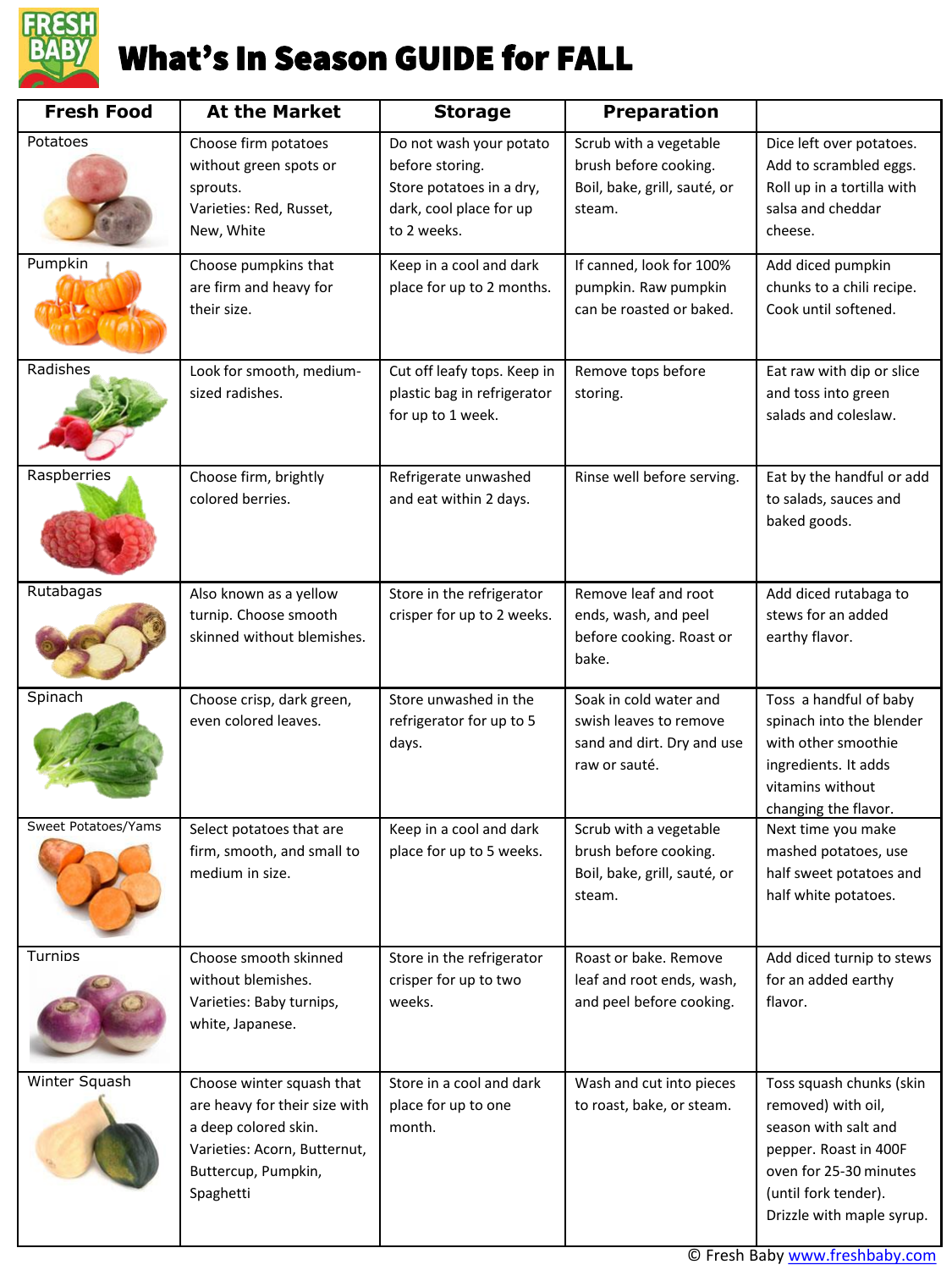# What's In Season GUIDE for FALL

| Fresh Food | At the Market | Storage | Preparation | |
|---|---|---|---|---|
| Potatoes | Choose firm potatoes without green spots or sprouts. Varieties: Red, Russet, New, White | Do not wash your potato before storing. Store potatoes in a dry, dark, cool place for up to 2 weeks. | Scrub with a vegetable brush before cooking. Boil, bake, grill, sauté, or steam. | Dice left over potatoes. Add to scrambled eggs. Roll up in a tortilla with salsa and cheddar cheese. |
| Pumpkin | Choose pumpkins that are firm and heavy for their size. | Keep in a cool and dark place for up to 2 months. | If canned, look for 100% pumpkin. Raw pumpkin can be roasted or baked. | Add diced pumpkin chunks to a chili recipe. Cook until softened. |
| Radishes | Look for smooth, medium-sized radishes. | Cut off leafy tops. Keep in plastic bag in refrigerator for up to 1 week. | Remove tops before storing. | Eat raw with dip or slice and toss into green salads and coleslaw. |
| Raspberries | Choose firm, brightly colored berries. | Refrigerate unwashed and eat within 2 days. | Rinse well before serving. | Eat by the handful or add to salads, sauces and baked goods. |
| Rutabagas | Also known as a yellow turnip. Choose smooth skinned without blemishes. | Store in the refrigerator crisper for up to 2 weeks. | Remove leaf and root ends, wash, and peel before cooking. Roast or bake. | Add diced rutabaga to stews for an added earthy flavor. |
| Spinach | Choose crisp, dark green, even colored leaves. | Store unwashed in the refrigerator for up to 5 days. | Soak in cold water and swish leaves to remove sand and dirt. Dry and use raw or sauté. | Toss a handful of baby spinach into the blender with other smoothie ingredients. It adds vitamins without changing the flavor. |
| Sweet Potatoes/Yams | Select potatoes that are firm, smooth, and small to medium in size. | Keep in a cool and dark place for up to 5 weeks. | Scrub with a vegetable brush before cooking. Boil, bake, grill, sauté, or steam. | Next time you make mashed potatoes, use half sweet potatoes and half white potatoes. |
| Turnips | Choose smooth skinned without blemishes. Varieties: Baby turnips, white, Japanese. | Store in the refrigerator crisper for up to two weeks. | Roast or bake. Remove leaf and root ends, wash, and peel before cooking. | Add diced turnip to stews for an added earthy flavor. |
| Winter Squash | Choose winter squash that are heavy for their size with a deep colored skin. Varieties: Acorn, Butternut, Buttercup, Pumpkin, Spaghetti | Store in a cool and dark place for up to one month. | Wash and cut into pieces to roast, bake, or steam. | Toss squash chunks (skin removed) with oil, season with salt and pepper. Roast in 400F oven for 25-30 minutes (until fork tender). Drizzle with maple syrup. |

© Fresh Baby www.freshbaby.com